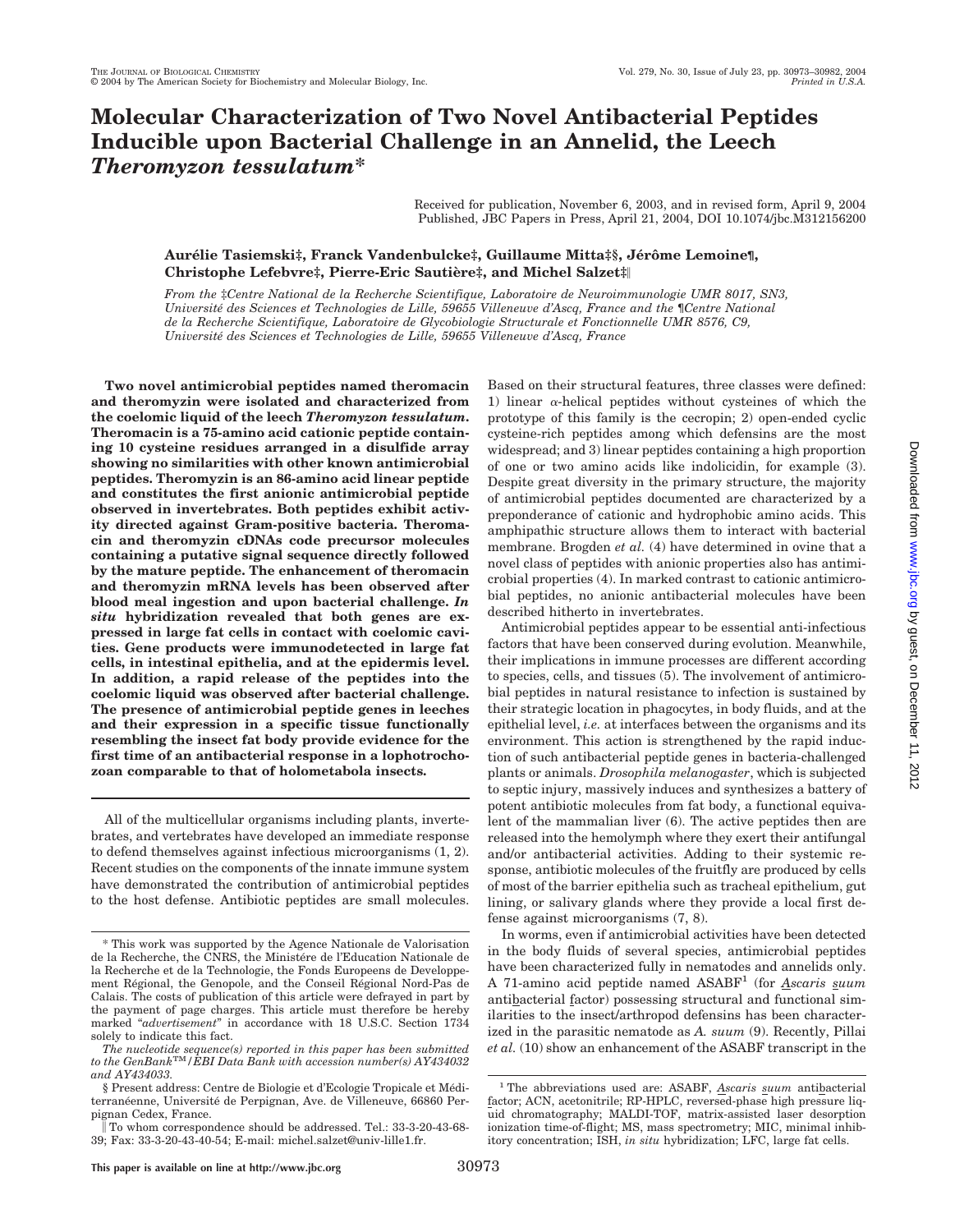# Molecular Characterization of Two Novel Antibacterial Peptides Inducible upon Bacterial Challenge in an Annelid, the Leech *Theromyzon tessulatum*\*

Received for publication, November 6, 2003, and in revised form, April 9, 2004
Published, JBC Papers in Press, April 21, 2004, DOI 10.1074/jbc.M312156200

**Aurélie Tasiemski‡, Franck Vandenbulcke‡, Guillaume Mitta‡§, Jérôme Lemoine¶, Christophe Lefebvre‡, Pierre-Eric Sautière‡, and Michel Salzet‡‖**

From the ‡Centre National de la Recherche Scientifique, Laboratoire de Neuroimmunologie UMR 8017, SN3, Université des Sciences et Technologies de Lille, 59655 Villeneuve d'Ascq, France and the ¶Centre National de la Recherche Scientifique, Laboratoire de Glycobiologie Structurale et Fonctionnelle UMR 8576, C9, Université des Sciences et Technologies de Lille, 59655 Villeneuve d'Ascq, France

**Two novel antimicrobial peptides named theromacin and theromyzin were isolated and characterized from the coelomic liquid of the leech *Theromyzon tessulatum*. Theromacin is a 75-amino acid cationic peptide containing 10 cysteine residues arranged in a disulfide array showing no similarities with other known antimicrobial peptides. Theromyzin is an 86-amino acid linear peptide and constitutes the first anionic antimicrobial peptide observed in invertebrates. Both peptides exhibit activity directed against Gram-positive bacteria. Theromacin and theromyzin cDNAs code precursor molecules containing a putative signal sequence directly followed by the mature peptide. The enhancement of theromacin and theromyzin mRNA levels has been observed after blood meal ingestion and upon bacterial challenge. *In situ* hybridization revealed that both genes are expressed in large fat cells in contact with coelomic cavities. Gene products were immunodetected in large fat cells, in intestinal epithelia, and at the epidermis level. In addition, a rapid release of the peptides into the coelomic liquid was observed after bacterial challenge. The presence of antimicrobial peptide genes in leeches and their expression in a specific tissue functionally resembling the insect fat body provide evidence for the first time of an antibacterial response in a lophotrochozoan comparable to that of holometabola insects.**

All of the multicellular organisms including plants, invertebrates, and vertebrates have developed an immediate response to defend themselves against infectious microorganisms (1, 2). Recent studies on the components of the innate immune system have demonstrated the contribution of antimicrobial peptides to the host defense. Antibiotic peptides are small molecules. Based on their structural features, three classes were defined: 1) linear α-helical peptides without cysteines of which the prototype of this family is the cecropin; 2) open-ended cyclic cysteine-rich peptides among which defensins are the most widespread; and 3) linear peptides containing a high proportion of one or two amino acids like indolicidin, for example (3). Despite great diversity in the primary structure, the majority of antimicrobial peptides documented are characterized by a preponderance of cationic and hydrophobic amino acids. This amphipathic structure allows them to interact with bacterial membrane. Brogden *et al.* (4) have determined in ovine that a novel class of peptides with anionic properties also has antimicrobial properties (4). In marked contrast to cationic antimicrobial peptides, no anionic antibacterial molecules have been described hitherto in invertebrates.

Antimicrobial peptides appear to be essential anti-infectious factors that have been conserved during evolution. Meanwhile, their implications in immune processes are different according to species, cells, and tissues (5). The involvement of antimicrobial peptides in natural resistance to infection is sustained by their strategic location in phagocytes, in body fluids, and at the epithelial level, *i.e.* at interfaces between the organisms and its environment. This action is strengthened by the rapid induction of such antibacterial peptide genes in bacteria-challenged plants or animals. *Drosophila melanogaster*, which is subjected to septic injury, massively induces and synthesizes a battery of potent antibiotic molecules from fat body, a functional equivalent of the mammalian liver (6). The active peptides then are released into the hemolymph where they exert their antifungal and/or antibacterial activities. Adding to their systemic response, antibiotic molecules of the fruitfly are produced by cells of most of the barrier epithelia such as tracheal epithelium, gut lining, or salivary glands where they provide a local first defense against microorganisms (7, 8).

In worms, even if antimicrobial activities have been detected in the body fluids of several species, antimicrobial peptides have been characterized fully in nematodes and annelids only. A 71-amino acid peptide named ASABF[1] (for *Ascaris suum* antibacterial factor) possessing structural and functional similarities to the insect/arthropod defensins has been characterized in the parasitic nematode as *A. suum* (9). Recently, Pillai *et al.* (10) show an enhancement of the ASABF transcript in the

---

\* This work was supported by the Agence Nationale de Valorisation de la Recherche, the CNRS, the Ministére de l'Education Nationale de la Recherche et de la Technologie, the Fonds Europeens de Developpement Régional, the Genopole, and the Conseil Régional Nord-Pas de Calais. The costs of publication of this article were defrayed in part by the payment of page charges. This article must therefore be hereby marked "*advertisement*" in accordance with 18 U.S.C. Section 1734 solely to indicate this fact.

*The nucleotide sequence(s) reported in this paper has been submitted to the GenBank™/EBI Data Bank with accession number(s) AY434032 and AY434033.*

§ Present address: Centre de Biologie et d'Ecologie Tropicale et Méditerranéenne, Université de Perpignan, Ave. de Villeneuve, 66860 Perpignan Cedex, France.

‖ To whom correspondence should be addressed. Tel.: 33-3-20-43-68-39; Fax: 33-3-20-43-40-54; E-mail: michel.salzet@univ-lille1.fr.

[1] The abbreviations used are: ASABF, *Ascaris suum* antibacterial factor; ACN, acetonitrile; RP-HPLC, reversed-phase high pressure liquid chromatography; MALDI-TOF, matrix-assisted laser desorption ionization time-of-flight; MS, mass spectrometry; MIC, minimal inhibitory concentration; ISH, *in situ* hybridization; LFC, large fat cells.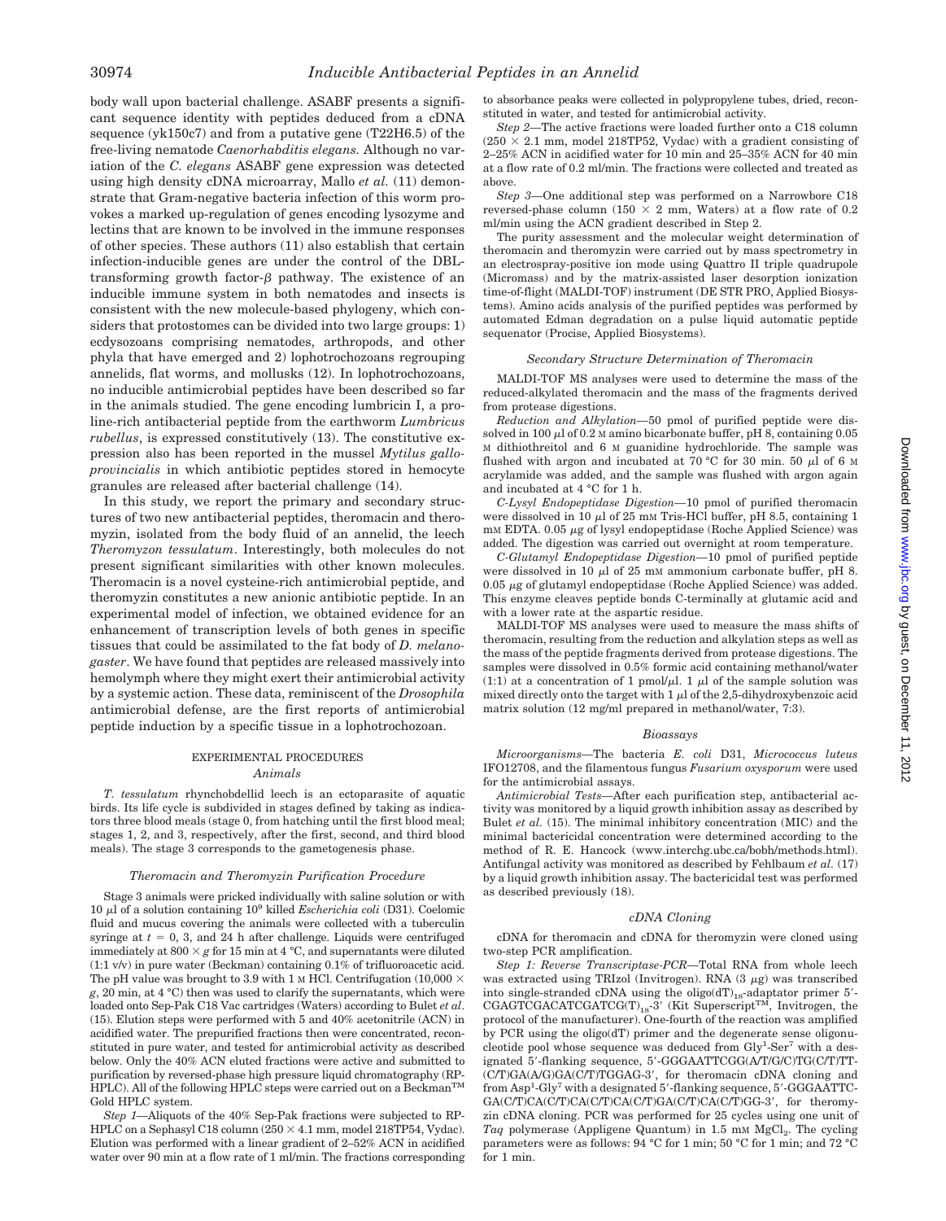body wall upon bacterial challenge. ASABF presents a significant sequence identity with peptides deduced from a cDNA sequence (yk150c7) and from a putative gene (T22H6.5) of the free-living nematode *Caenorhabditis elegans.* Although no variation of the *C. elegans* ASABF gene expression was detected using high density cDNA microarray, Mallo *et al.* (11) demonstrate that Gram-negative bacteria infection of this worm provokes a marked up-regulation of genes encoding lysozyme and lectins that are known to be involved in the immune responses of other species. These authors (11) also establish that certain infection-inducible genes are under the control of the DBL-transforming growth factor-β pathway. The existence of an inducible immune system in both nematodes and insects is consistent with the new molecule-based phylogeny, which considers that protostomes can be divided into two large groups: 1) ecdysozoans comprising nematodes, arthropods, and other phyla that have emerged and 2) lophotrochozoans regrouping annelids, flat worms, and mollusks (12). In lophotrochozoans, no inducible antimicrobial peptides have been described so far in the animals studied. The gene encoding lumbricin I, a proline-rich antibacterial peptide from the earthworm *Lumbricus rubellus*, is expressed constitutively (13). The constitutive expression also has been reported in the mussel *Mytilus galloprovincialis* in which antibiotic peptides stored in hemocyte granules are released after bacterial challenge (14).

In this study, we report the primary and secondary structures of two new antibacterial peptides, theromacin and theromyzin, isolated from the body fluid of an annelid, the leech *Theromyzon tessulatum*. Interestingly, both molecules do not present significant similarities with other known molecules. Theromacin is a novel cysteine-rich antimicrobial peptide, and theromyzin constitutes a new anionic antibiotic peptide. In an experimental model of infection, we obtained evidence for an enhancement of transcription levels of both genes in specific tissues that could be assimilated to the fat body of *D. melanogaster*. We have found that peptides are released massively into hemolymph where they might exert their antimicrobial activity by a systemic action. These data, reminiscent of the *Drosophila* antimicrobial defense, are the first reports of antimicrobial peptide induction by a specific tissue in a lophotrochozoan.

## EXPERIMENTAL PROCEDURES

### Animals

*T. tessulatum* rhynchobdellid leech is an ectoparasite of aquatic birds. Its life cycle is subdivided in stages defined by taking as indicators three blood meals (stage 0, from hatching until the first blood meal; stages 1, 2, and 3, respectively, after the first, second, and third blood meals). The stage 3 corresponds to the gametogenesis phase.

### Theromacin and Theromyzin Purification Procedure

Stage 3 animals were pricked individually with saline solution or with 10 μl of a solution containing $10^9$ killed *Escherichia coli* (D31). Coelomic fluid and mucus covering the animals were collected with a tuberculin syringe at $t$ = 0, 3, and 24 h after challenge. Liquids were centrifuged immediately at 800 × *g* for 15 min at 4 °C, and supernatants were diluted (1:1 v/v) in pure water (Beckman) containing 0.1% of trifluoroacetic acid. The pH value was brought to 3.9 with 1 M HCl. Centrifugation (10,000 × *g*, 20 min, at 4 °C) then was used to clarify the supernatants, which were loaded onto Sep-Pak C18 Vac cartridges (Waters) according to Bulet *et al.* (15). Elution steps were performed with 5 and 40% acetonitrile (ACN) in acidified water. The prepurified fractions then were concentrated, reconstituted in pure water, and tested for antimicrobial activity as described below. Only the 40% ACN eluted fractions were active and submitted to purification by reversed-phase high pressure liquid chromatography (RP-HPLC). All of the following HPLC steps were carried out on a Beckman™ Gold HPLC system.

*Step 1*—Aliquots of the 40% Sep-Pak fractions were subjected to RP-HPLC on a Sephasyl C18 column (250 × 4.1 mm, model 218TP54, Vydac). Elution was performed with a linear gradient of 2–52% ACN in acidified water over 90 min at a flow rate of 1 ml/min. The fractions corresponding to absorbance peaks were collected in polypropylene tubes, dried, reconstituted in water, and tested for antimicrobial activity.

*Step 2*—The active fractions were loaded further onto a C18 column (250 × 2.1 mm, model 218TP52, Vydac) with a gradient consisting of 2–25% ACN in acidified water for 10 min and 25–35% ACN for 40 min at a flow rate of 0.2 ml/min. The fractions were collected and treated as above.

*Step 3*—One additional step was performed on a Narrowbore C18 reversed-phase column (150 × 2 mm, Waters) at a flow rate of 0.2 ml/min using the ACN gradient described in Step 2.

The purity assessment and the molecular weight determination of theromacin and theromyzin were carried out by mass spectrometry in an electrospray-positive ion mode using Quattro II triple quadrupole (Micromass) and by the matrix-assisted laser desorption ionization time-of-flight (MALDI-TOF) instrument (DE STR PRO, Applied Biosystems). Amino acids analysis of the purified peptides was performed by automated Edman degradation on a pulse liquid automatic peptide sequenator (Procise, Applied Biosystems).

### Secondary Structure Determination of Theromacin

MALDI-TOF MS analyses were used to determine the mass of the reduced-alkylated theromacin and the mass of the fragments derived from protease digestions.

*Reduction and Alkylation*—50 pmol of purified peptide were dissolved in 100 μl of 0.2 M amino bicarbonate buffer, pH 8, containing 0.05 M dithiothreitol and 6 M guanidine hydrochloride. The sample was flushed with argon and incubated at 70 °C for 30 min. 50 μl of 6 M acrylamide was added, and the sample was flushed with argon again and incubated at 4 °C for 1 h.

*C-Lysyl Endopeptidase Digestion*—10 pmol of purified theromacin were dissolved in 10 μl of 25 mM Tris-HCl buffer, pH 8.5, containing 1 mM EDTA. 0.05 μg of lysyl endopeptidase (Roche Applied Science) was added. The digestion was carried out overnight at room temperature.

*C-Glutamyl Endopeptidase Digestion*—10 pmol of purified peptide were dissolved in 10 μl of 25 mM ammonium carbonate buffer, pH 8. 0.05 μg of glutamyl endopeptidase (Roche Applied Science) was added. This enzyme cleaves peptide bonds C-terminally at glutamic acid and with a lower rate at the aspartic residue.

MALDI-TOF MS analyses were used to measure the mass shifts of theromacin, resulting from the reduction and alkylation steps as well as the mass of the peptide fragments derived from protease digestions. The samples were dissolved in 0.5% formic acid containing methanol/water (1:1) at a concentration of 1 pmol/μl. 1 μl of the sample solution was mixed directly onto the target with 1 μl of the 2,5-dihydroxybenzoic acid matrix solution (12 mg/ml prepared in methanol/water, 7:3).

### Bioassays

*Microorganisms*—The bacteria *E. coli* D31, *Micrococcus luteus* IFO12708, and the filamentous fungus *Fusarium oxysporum* were used for the antimicrobial assays.

*Antimicrobial Tests*—After each purification step, antibacterial activity was monitored by a liquid growth inhibition assay as described by Bulet *et al.* (15). The minimal inhibitory concentration (MIC) and the minimal bactericidal concentration were determined according to the method of R. E. Hancock (www.interchg.ubc.ca/bobh/methods.html). Antifungal activity was monitored as described by Fehlbaum *et al.* (17) by a liquid growth inhibition assay. The bactericidal test was performed as described previously (18).

### cDNA Cloning

cDNA for theromacin and cDNA for theromyzin were cloned using two-step PCR amplification.

*Step 1: Reverse Transcriptase-PCR*—Total RNA from whole leech was extracted using TRIzol (Invitrogen). RNA (3 μg) was transcribed into single-stranded cDNA using the oligo$(dT)_{18}$-adaptator primer 5′-CGAGTCGACATCGATCG$(T)_{18}$-3′ (Kit Superscript™, Invitrogen, the protocol of the manufacturer). One-fourth of the reaction was amplified by PCR using the oligo(dT) primer and the degenerate sense oligonucleotide pool whose sequence was deduced from Gly[1]-Ser[7] with a designated 5′-flanking sequence, 5′-GGGAATTCGG(A/T/G/C)TG(C/T)TT(C/T)GA(A/G)GA(C/T)TGGAG-3′, for theromacin cDNA cloning and from Asp[1]-Gly[7] with a designated 5′-flanking sequence, 5′-GGGAATTCGA(C/T)CA(C/T)CA(C/T)CA(C/T)GA(C/T)CA(C/T)GG-3′, for theromyzin cDNA cloning. PCR was performed for 25 cycles using one unit of *Taq* polymerase (Appligene Quantum) in 1.5 mM $MgCl_2$. The cycling parameters were as follows: 94 °C for 1 min; 50 °C for 1 min; and 72 °C for 1 min.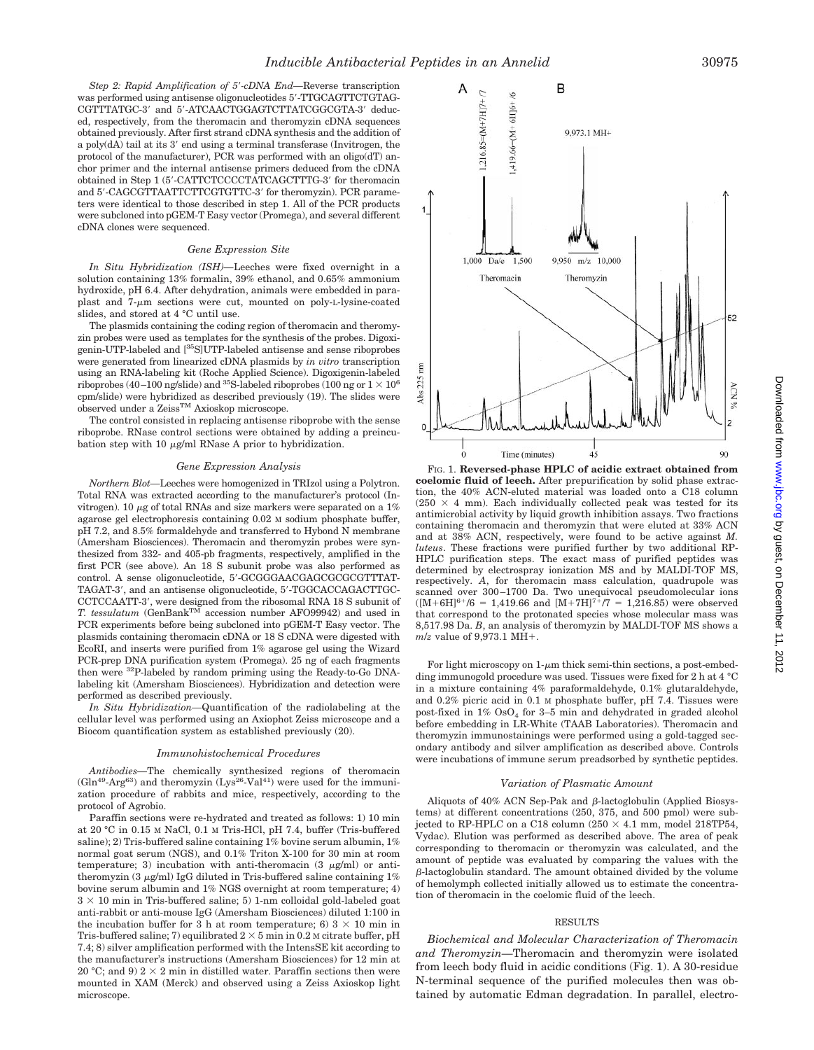*Step 2: Rapid Amplification of 5′-cDNA End*—Reverse transcription was performed using antisense oligonucleotides 5′-TTGCAGTTCTGTAGCGTTTATGC-3′ and 5′-ATCAACTGGAGTCTTATCGGCGTA-3′ deduced, respectively, from the theromacin and theromyzin cDNA sequences obtained previously. After first strand cDNA synthesis and the addition of a poly(dA) tail at its 3′ end using a terminal transferase (Invitrogen, the protocol of the manufacturer), PCR was performed with an oligo(dT) anchor primer and the internal antisense primers deduced from the cDNA obtained in Step 1 (5′-CATTCTCCCCTATCAGCTTTG-3′ for theromacin and 5′-CAGCGTTAATTCTTCGTGTTC-3′ for theromyzin). PCR parameters were identical to those described in step 1. All of the PCR products were subcloned into pGEM-T Easy vector (Promega), and several different cDNA clones were sequenced.

### Gene Expression Site

*In Situ Hybridization (ISH)*—Leeches were fixed overnight in a solution containing 13% formalin, 39% ethanol, and 0.65% ammonium hydroxide, pH 6.4. After dehydration, animals were embedded in paraplast and 7-μm sections were cut, mounted on poly-L-lysine-coated slides, and stored at 4 °C until use.

The plasmids containing the coding region of theromacin and theromyzin probes were used as templates for the synthesis of the probes. Digoxigenin-UTP-labeled and [$^{35}$S]UTP-labeled antisense and sense riboprobes were generated from linearized cDNA plasmids by *in vitro* transcription using an RNA-labeling kit (Roche Applied Science). Digoxigenin-labeled riboprobes (40–100 ng/slide) and $^{35}$S-labeled riboprobes (100 ng or $1 \times 10^6$ cpm/slide) were hybridized as described previously (19). The slides were observed under a Zeiss™ Axioskop microscope.

The control consisted in replacing antisense riboprobe with the sense riboprobe. RNase control sections were obtained by adding a preincubation step with 10 μg/ml RNase A prior to hybridization.

### Gene Expression Analysis

*Northern Blot*—Leeches were homogenized in TRIzol using a Polytron. Total RNA was extracted according to the manufacturer's protocol (Invitrogen). 10 μg of total RNAs and size markers were separated on a 1% agarose gel electrophoresis containing 0.02 M sodium phosphate buffer, pH 7.2, and 8.5% formaldehyde and transferred to Hybond N membrane (Amersham Biosciences). Theromacin and theromyzin probes were synthesized from 332- and 405-pb fragments, respectively, amplified in the first PCR (see above). An 18 S subunit probe was also performed as control. A sense oligonucleotide, 5′-GCGGGAACGAGCGCGCGTTTATTAGAT-3′, and an antisense oligonucleotide, 5′-TGGCACCAGACTTGCCCTCCAATT-3′, were designed from the ribosomal RNA 18 S subunit of *T. tessulatum* (GenBank™ accession number AFO99942) and used in PCR experiments before being subcloned into pGEM-T Easy vector. The plasmids containing theromacin cDNA or 18 S cDNA were digested with EcoRI, and inserts were purified from 1% agarose gel using the Wizard PCR-prep DNA purification system (Promega). 25 ng of each fragments then were $^{32}$P-labeled by random priming using the Ready-to-Go DNA-labeling kit (Amersham Biosciences). Hybridization and detection were performed as described previously.

*In Situ Hybridization*—Quantification of the radiolabeling at the cellular level was performed using an Axiophot Zeiss microscope and a Biocom quantification system as established previously (20).

### Immunohistochemical Procedures

*Antibodies*—The chemically synthesized regions of theromacin (Gln$^{49}$-Arg$^{63}$) and theromyzin (Lys$^{26}$-Val$^{41}$) were used for the immunization procedure of rabbits and mice, respectively, according to the protocol of Agrobio.

Paraffin sections were re-hydrated and treated as follows: 1) 10 min at 20 °C in 0.15 M NaCl, 0.1 M Tris-HCl, pH 7.4, buffer (Tris-buffered saline); 2) Tris-buffered saline containing 1% bovine serum albumin, 1% normal goat serum (NGS), and 0.1% Triton X-100 for 30 min at room temperature; 3) incubation with anti-theromacin (3 μg/ml) or anti-theromyzin (3 μg/ml) IgG diluted in Tris-buffered saline containing 1% bovine serum albumin and 1% NGS overnight at room temperature; 4) $3 \times 10$ min in Tris-buffered saline; 5) 1-nm colloidal gold-labeled goat anti-rabbit or anti-mouse IgG (Amersham Biosciences) diluted 1:100 in the incubation buffer for 3 h at room temperature; 6) $3 \times 10$ min in Tris-buffered saline; 7) equilibrated $2 \times 5$ min in 0.2 M citrate buffer, pH 7.4; 8) silver amplification performed with the IntensSE kit according to the manufacturer's instructions (Amersham Biosciences) for 12 min at 20 °C; and 9) $2 \times 2$ min in distilled water. Paraffin sections then were mounted in XAM (Merck) and observed using a Zeiss Axioskop light microscope.

FIG. 1. **Reversed-phase HPLC of acidic extract obtained from coelomic fluid of leech.** After prepurification by solid phase extraction, the 40% ACN-eluted material was loaded onto a C18 column ($250 \times 4$ mm). Each individually collected peak was tested for its antimicrobial activity by liquid growth inhibition assays. Two fractions containing theromacin and theromyzin that were eluted at 33% ACN and at 38% ACN, respectively, were found to be active against *M. luteus*. These fractions were purified further by two additional RP-HPLC purification steps. The exact mass of purified peptides was determined by electrospray ionization MS and by MALDI-TOF MS, respectively. *A*, for theromacin mass calculation, quadrupole was scanned over 300–1700 Da. Two unequivocal pseudomolecular ions ($[M+6H]^{6+}/6 = 1{,}419.66$ and $[M+7H]^{7+}/7 = 1{,}216.85$) were observed that correspond to the protonated species whose molecular mass was 8,517.98 Da. *B*, an analysis of theromyzin by MALDI-TOF MS shows a *m/z* value of 9,973.1 MH+.

For light microscopy on 1-μm thick semi-thin sections, a post-embedding immunogold procedure was used. Tissues were fixed for 2 h at 4 °C in a mixture containing 4% paraformaldehyde, 0.1% glutaraldehyde, and 0.2% picric acid in 0.1 M phosphate buffer, pH 7.4. Tissues were post-fixed in 1% $OsO_4$ for 3–5 min and dehydrated in graded alcohol before embedding in LR-White (TAAB Laboratories). Theromacin and theromyzin immunostainings were performed using a gold-tagged secondary antibody and silver amplification as described above. Controls were incubations of immune serum preadsorbed by synthetic peptides.

### Variation of Plasmatic Amount

Aliquots of 40% ACN Sep-Pak and β-lactoglobulin (Applied Biosystems) at different concentrations (250, 375, and 500 pmol) were subjected to RP-HPLC on a C18 column ($250 \times 4.1$ mm, model 218TP54, Vydac). Elution was performed as described above. The area of peak corresponding to theromacin or theromyzin was calculated, and the amount of peptide was evaluated by comparing the values with the β-lactoglobulin standard. The amount obtained divided by the volume of hemolymph collected initially allowed us to estimate the concentration of theromacin in the coelomic fluid of the leech.

## RESULTS

*Biochemical and Molecular Characterization of Theromacin and Theromyzin*—Theromacin and theromyzin were isolated from leech body fluid in acidic conditions (Fig. 1). A 30-residue N-terminal sequence of the purified molecules then was obtained by automatic Edman degradation. In parallel, electro-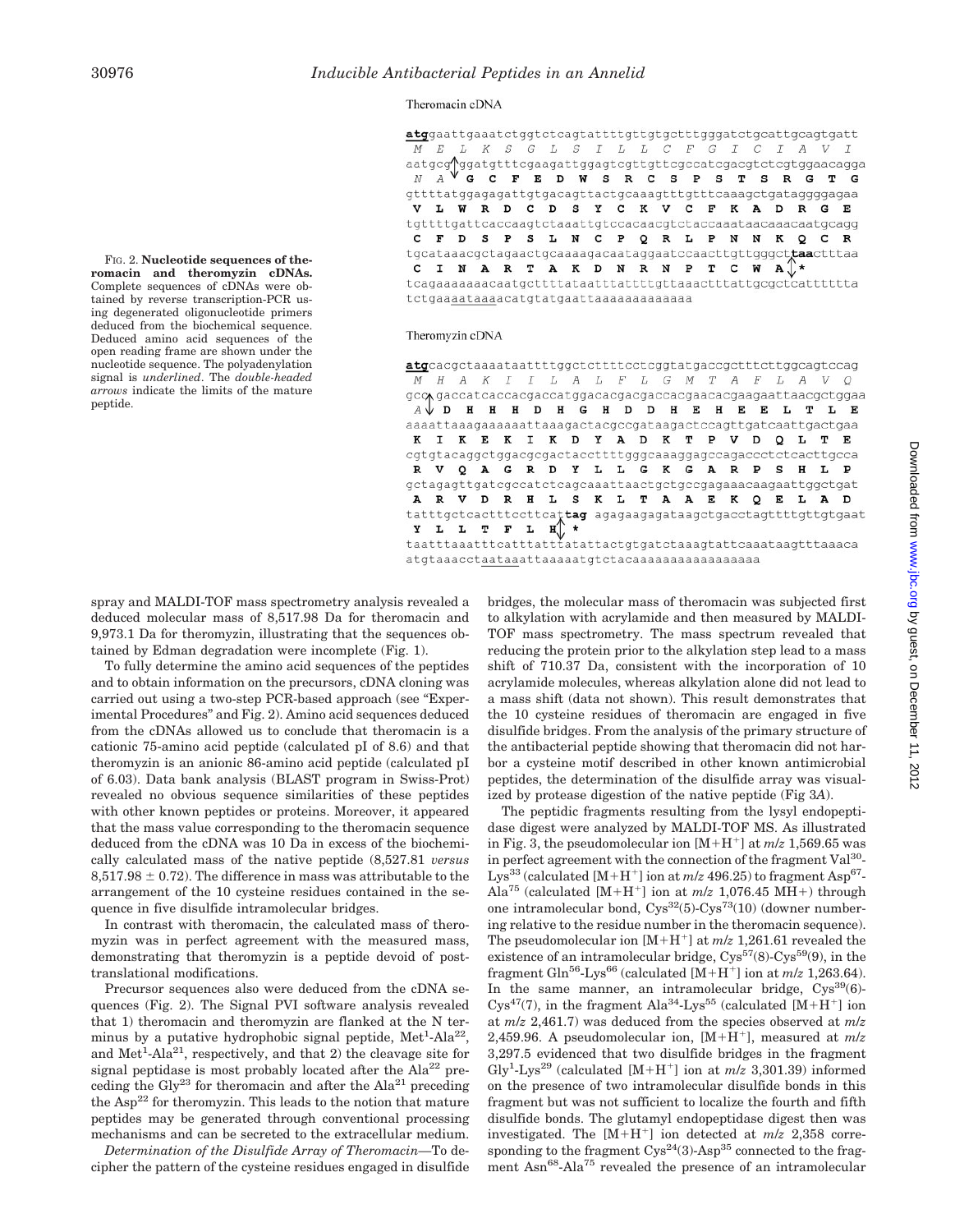Theromacin cDNA

```
atggaattgaaatctggtctcagtattttgttgtgctttgggatctgcattgcagtgatt
 M  E  L  K  S  G  L  S  I  L  L  C  F  G  I  C  I  A  V  I
aatgcg↑ggatgtttcgaagattggagtcgttgttcgccatcgacgtctcgtggaacagga
 N  A ↓ G  C  F  E  D  W  S  R  C  S  P  S  T  S  R  G  T  G
gttttatggagagattgtgacagttactgcaaagtttgtttcaaagctgataggggagaa
 V  L  W  R  D  C  D  S  Y  C  K  V  C  F  K  A  D  R  G  E
tgttttgattcaccaagtctaaattgtccacaacgtctaccaaataacaaacaatgcagg
 C  F  D  S  P  S  L  N  C  P  Q  R  L  P  N  N  K  Q  C  R
tgcataaacgctagaactgcaaaagacaataggaatccaacttgttgggcttaactttaa
 C  I  N  A  R  T  A  K  D  N  R  N  P  T  C  W  A ↕ *
tcagaaaaaaacaatgcttttataatttattttgttaaactttattgcgctcattttta
tctgaaaataaaacatgtatgaattaaaaaaaaaaaaa
```

Theromyzin cDNA

```
atgcacgctaaaataattttggctcttttcctcggtatgaccgctttcttggcagtccag
 M  H  A  K  I  I  L  A  L  F  L  G  M  T  A  F  L  A  V  Q
gcc↓gaccatcaccacgaccatggacacgacgaccacgaacacgaagaattaacgctggaa
 A ↓ D  H  H  H  D  H  G  H  D  D  H  E  H  E  E  L  T  L  E
aaaattaaagaaaaaattaaagactacgccgataagactccagttgatcaattgactgaa
 K  I  K  E  K  I  K  D  Y  A  D  K  T  P  V  D  Q  L  T  E
cgtgtacaggctggacgcgactaccttttgggcaaaggagccagaccctctcacttgcca
 R  V  Q  A  G  R  D  Y  L  L  G  K  G  A  R  P  S  H  L  P
gctagagttgatcgccatctcagcaaattaactgctgccgagaaacaagaattggctgat
 A  R  V  D  R  H  L  S  K  L  T  A  A  E  K  Q  E  L  A  D
tatttgctcactttccttcattag agagaagagataagctgacctagttttgttgtgaat
 Y  L  L  T  F  L  H ↕ *
taatttaaatttcatttatttatattactgtgatctaaagtattcaaataagtttaaaca
atgtaaacctaataaattaaaaatgtctacaaaaaaaaaaaaaaaaa
```

FIG. 2. **Nucleotide sequences of theromacin and theromyzin cDNAs.** Complete sequences of cDNAs were obtained by reverse transcription-PCR using degenerated oligonucleotide primers deduced from the biochemical sequence. Deduced amino acid sequences of the open reading frame are shown under the nucleotide sequence. The polyadenylation signal is *underlined*. The *double-headed arrows* indicate the limits of the mature peptide.

spray and MALDI-TOF mass spectrometry analysis revealed a deduced molecular mass of 8,517.98 Da for theromacin and 9,973.1 Da for theromyzin, illustrating that the sequences obtained by Edman degradation were incomplete (Fig. 1).

To fully determine the amino acid sequences of the peptides and to obtain information on the precursors, cDNA cloning was carried out using a two-step PCR-based approach (see "Experimental Procedures" and Fig. 2). Amino acid sequences deduced from the cDNAs allowed us to conclude that theromacin is a cationic 75-amino acid peptide (calculated pI of 8.6) and that theromyzin is an anionic 86-amino acid peptide (calculated pI of 6.03). Data bank analysis (BLAST program in Swiss-Prot) revealed no obvious sequence similarities of these peptides with other known peptides or proteins. Moreover, it appeared that the mass value corresponding to the theromacin sequence deduced from the cDNA was 10 Da in excess of the biochemically calculated mass of the native peptide (8,527.81 *versus* 8,517.98 ± 0.72). The difference in mass was attributable to the arrangement of the 10 cysteine residues contained in the sequence in five disulfide intramolecular bridges.

In contrast with theromacin, the calculated mass of theromyzin was in perfect agreement with the measured mass, demonstrating that theromyzin is a peptide devoid of post-translational modifications.

Precursor sequences also were deduced from the cDNA sequences (Fig. 2). The Signal PVI software analysis revealed that 1) theromacin and theromyzin are flanked at the N terminus by a putative hydrophobic signal peptide, $Met^1$-$Ala^{22}$, and $Met^1$-$Ala^{21}$, respectively, and that 2) the cleavage site for signal peptidase is most probably located after the $Ala^{22}$ preceding the $Gly^{23}$ for theromacin and after the $Ala^{21}$ preceding the $Asp^{22}$ for theromyzin. This leads to the notion that mature peptides may be generated through conventional processing mechanisms and can be secreted to the extracellular medium.

*Determination of the Disulfide Array of Theromacin*—To decipher the pattern of the cysteine residues engaged in disulfide bridges, the molecular mass of theromacin was subjected first to alkylation with acrylamide and then measured by MALDI-TOF mass spectrometry. The mass spectrum revealed that reducing the protein prior to the alkylation step lead to a mass shift of 710.37 Da, consistent with the incorporation of 10 acrylamide molecules, whereas alkylation alone did not lead to a mass shift (data not shown). This result demonstrates that the 10 cysteine residues of theromacin are engaged in five disulfide bridges. From the analysis of the primary structure of the antibacterial peptide showing that theromacin did not harbor a cysteine motif described in other known antimicrobial peptides, the determination of the disulfide array was visualized by protease digestion of the native peptide (Fig 3*A*).

The peptidic fragments resulting from the lysyl endopeptidase digest were analyzed by MALDI-TOF MS. As illustrated in Fig. 3, the pseudomolecular ion $[M+H^+]$ at $m/z$ 1,569.65 was in perfect agreement with the connection of the fragment $Val^{30}$-$Lys^{33}$ (calculated $[M+H^+]$ ion at $m/z$ 496.25) to fragment $Asp^{67}$-$Ala^{75}$ (calculated $[M+H^+]$ ion at $m/z$ 1,076.45 MH+) through one intramolecular bond, $Cys^{32}$(5)-$Cys^{73}$(10) (downer numbering relative to the residue number in the theromacin sequence). The pseudomolecular ion $[M+H^+]$ at $m/z$ 1,261.61 revealed the existence of an intramolecular bridge, $Cys^{57}$(8)-$Cys^{59}$(9), in the fragment $Gln^{56}$-$Lys^{66}$ (calculated $[M+H^+]$ ion at $m/z$ 1,263.64). In the same manner, an intramolecular bridge, $Cys^{39}$(6)-$Cys^{47}$(7), in the fragment $Ala^{34}$-$Lys^{55}$ (calculated $[M+H^+]$ ion at $m/z$ 2,461.7) was deduced from the species observed at $m/z$ 2,459.96. A pseudomolecular ion, $[M+H^+]$, measured at $m/z$ 3,297.5 evidenced that two disulfide bridges in the fragment $Gly^1$-$Lys^{29}$ (calculated $[M+H^+]$ ion at $m/z$ 3,301.39) informed on the presence of two intramolecular disulfide bonds in this fragment but was not sufficient to localize the fourth and fifth disulfide bonds. The glutamyl endopeptidase digest then was investigated. The $[M+H^+]$ ion detected at $m/z$ 2,358 corresponding to the fragment $Cys^{24}$(3)-$Asp^{35}$ connected to the fragment $Asn^{68}$-$Ala^{75}$ revealed the presence of an intramolecular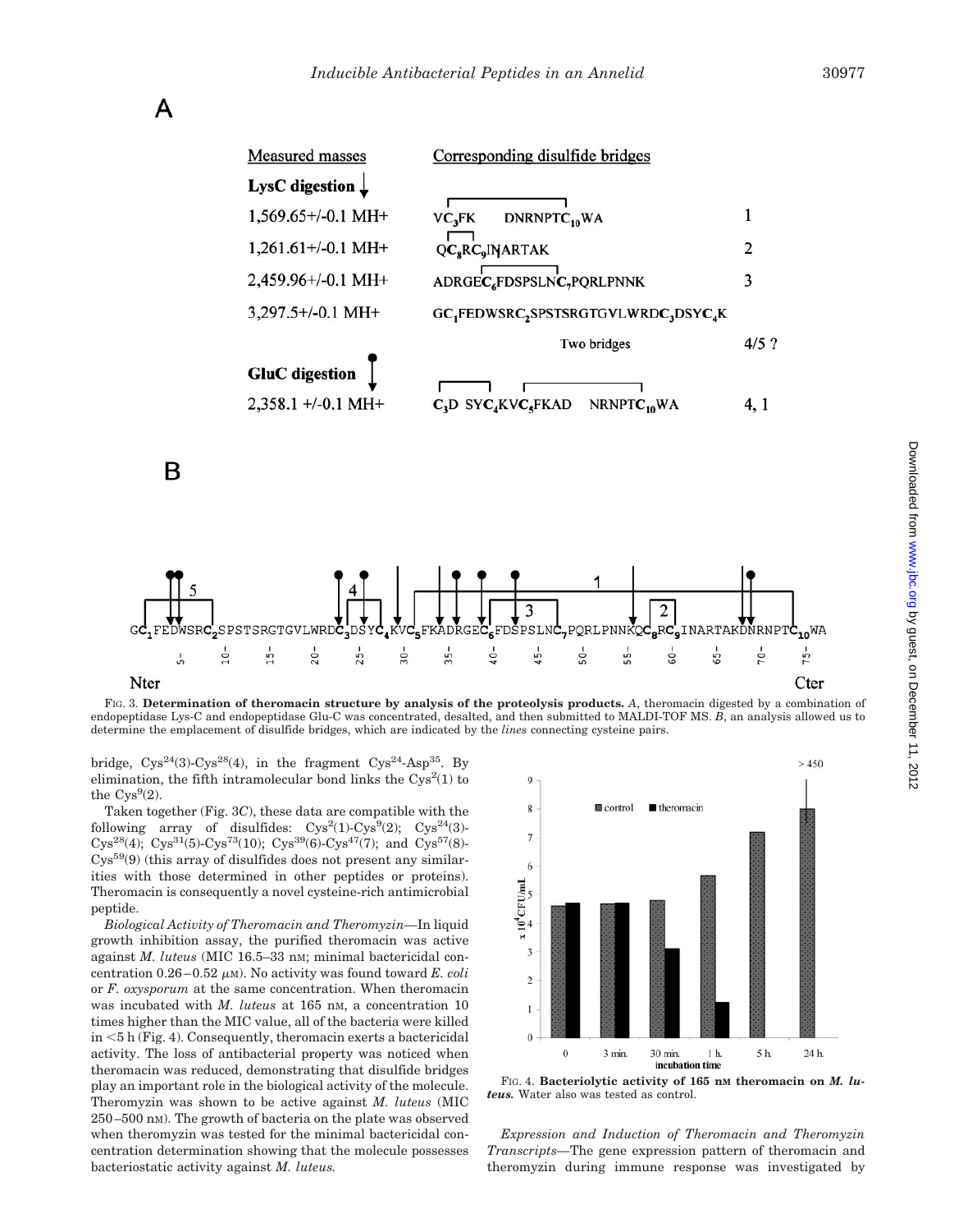A

| Measured masses | Corresponding disulfide bridges | |
|---|---|---|
| **LysC digestion** ↓ | | |
| 1,569.65+/-0.1 MH+ | $VC_3FK$ DNRNPT$C_{10}$WA | 1 |
| 1,261.61+/-0.1 MH+ | Q$C_8$R$C_9$INARTAK | 2 |
| 2,459.96+/-0.1 MH+ | ADRGE$C_6$FDSPSLN$C_7$PQRLPNNK | 3 |
| 3,297.5+/-0.1 MH+ | G$C_1$FEDWSR$C_2$SPSTSRGTGVLWRD$C_3$DSY$C_4$K | |
| | Two bridges | 4/5 ? |
| **GluC digestion** ↓ | | |
| 2,358.1 +/-0.1 MH+ | $C_3$D SY$C_4$KV$C_5$FKAD NRNPT$C_{10}$WA | 4, 1 |

B

G$C_1$FEDWSR$C_2$SPSTSRGTGVLWRD$C_3$DSY$C_4$KV$C_5$FKADRGE$C_6$FDSPSLN$C_7$PQRLPNNKQ$C_8$R$C_9$INARTAKDNRNPT$C_{10}$WA

Nter — Cter

FIG. 3. **Determination of theromacin structure by analysis of the proteolysis products.** *A*, theromacin digested by a combination of endopeptidase Lys-C and endopeptidase Glu-C was concentrated, desalted, and then submitted to MALDI-TOF MS. *B*, an analysis allowed us to determine the emplacement of disulfide bridges, which are indicated by the *lines* connecting cysteine pairs.

bridge, $Cys^{24}(3)$-$Cys^{28}(4)$, in the fragment $Cys^{24}$-$Asp^{35}$. By elimination, the fifth intramolecular bond links the $Cys^{2}(1)$ to the $Cys^{9}(2)$.

Taken together (Fig. 3*C*), these data are compatible with the following array of disulfides: $Cys^{2}(1)$-$Cys^{9}(2)$; $Cys^{24}(3)$-$Cys^{28}(4)$; $Cys^{31}(5)$-$Cys^{73}(10)$; $Cys^{39}(6)$-$Cys^{47}(7)$; and $Cys^{57}(8)$-$Cys^{59}(9)$ (this array of disulfides does not present any similarities with those determined in other peptides or proteins). Theromacin is consequently a novel cysteine-rich antimicrobial peptide.

*Biological Activity of Theromacin and Theromyzin*—In liquid growth inhibition assay, the purified theromacin was active against *M. luteus* (MIC 16.5–33 nM; minimal bactericidal concentration 0.26–0.52 μM). No activity was found toward *E. coli* or *F. oxysporum* at the same concentration. When theromacin was incubated with *M. luteus* at 165 nM, a concentration 10 times higher than the MIC value, all of the bacteria were killed in <5 h (Fig. 4). Consequently, theromacin exerts a bactericidal activity. The loss of antibacterial property was noticed when theromacin was reduced, demonstrating that disulfide bridges play an important role in the biological activity of the molecule. Theromyzin was shown to be active against *M. luteus* (MIC 250–500 nM). The growth of bacteria on the plate was observed when theromyzin was tested for the minimal bactericidal concentration determination showing that the molecule possesses bacteriostatic activity against *M. luteus*.

FIG. 4. **Bacteriolytic activity of 165 nM theromacin on *M. luteus*.** Water also was tested as control.

*Expression and Induction of Theromacin and Theromyzin Transcripts*—The gene expression pattern of theromacin and theromyzin during immune response was investigated by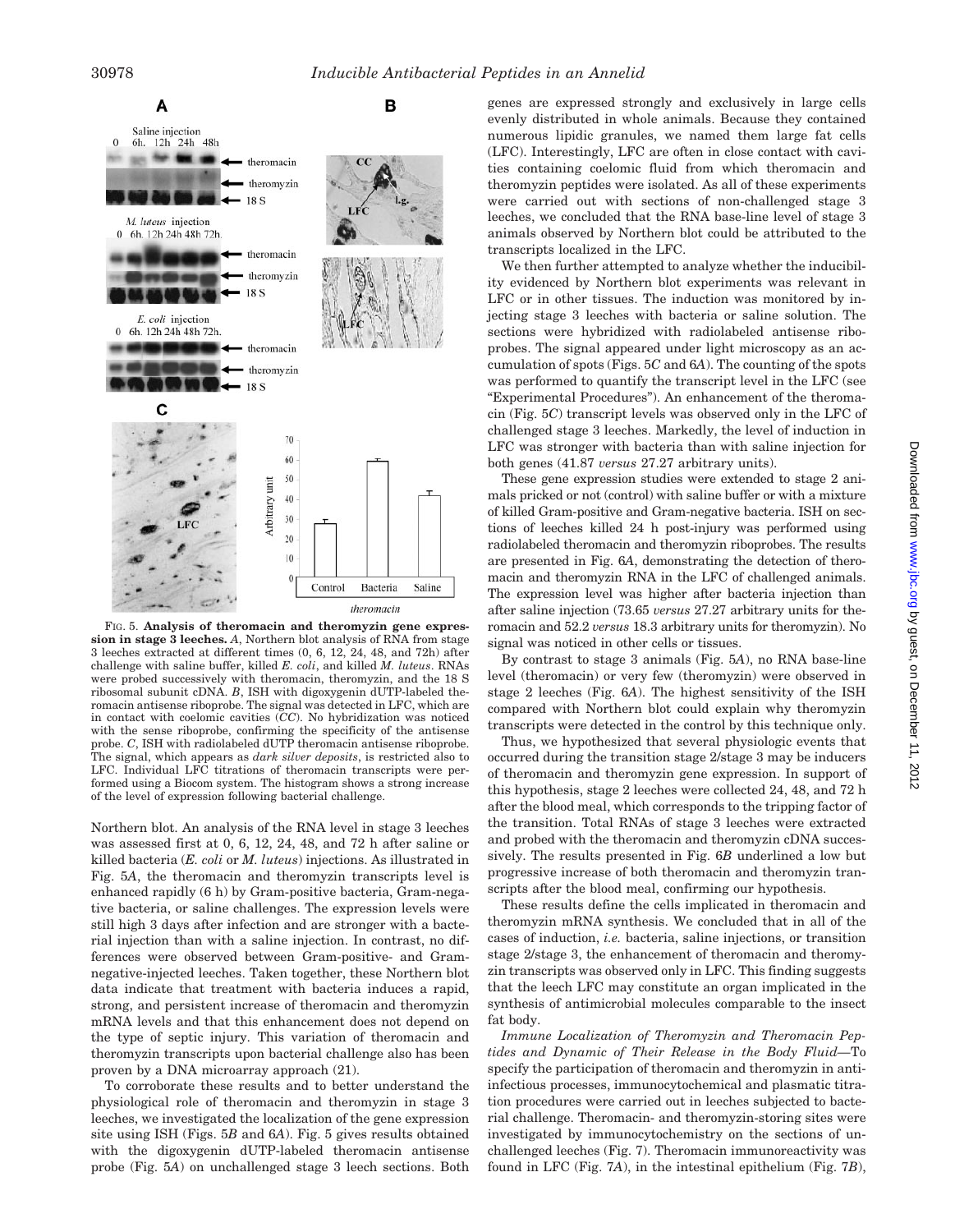FIG. 5. **Analysis of theromacin and theromyzin gene expression in stage 3 leeches.** *A*, Northern blot analysis of RNA from stage 3 leeches extracted at different times (0, 6, 12, 24, 48, and 72h) after challenge with saline buffer, killed *E. coli*, and killed *M. luteus*. RNAs were probed successively with theromacin, theromyzin, and the 18 S ribosomal subunit cDNA. *B*, ISH with digoxygenin dUTP-labeled theromacin antisense riboprobe. The signal was detected in LFC, which are in contact with coelomic cavities (*CC*). No hybridization was noticed with the sense riboprobe, confirming the specificity of the antisense probe. *C*, ISH with radiolabeled dUTP theromacin antisense riboprobe. The signal, which appears as *dark silver deposits*, is restricted also to LFC. Individual LFC titrations of theromacin transcripts were performed using a Biocom system. The histogram shows a strong increase of the level of expression following bacterial challenge.

Northern blot. An analysis of the RNA level in stage 3 leeches was assessed first at 0, 6, 12, 24, 48, and 72 h after saline or killed bacteria (*E. coli* or *M. luteus*) injections. As illustrated in Fig. 5*A*, the theromacin and theromyzin transcripts level is enhanced rapidly (6 h) by Gram-positive bacteria, Gram-negative bacteria, or saline challenges. The expression levels were still high 3 days after infection and are stronger with a bacterial injection than with a saline injection. In contrast, no differences were observed between Gram-positive- and Gram-negative-injected leeches. Taken together, these Northern blot data indicate that treatment with bacteria induces a rapid, strong, and persistent increase of theromacin and theromyzin mRNA levels and that this enhancement does not depend on the type of septic injury. This variation of theromacin and theromyzin transcripts upon bacterial challenge also has been proven by a DNA microarray approach (21).

To corroborate these results and to better understand the physiological role of theromacin and theromyzin in stage 3 leeches, we investigated the localization of the gene expression site using ISH (Figs. 5*B* and 6*A*). Fig. 5 gives results obtained with the digoxygenin dUTP-labeled theromacin antisense probe (Fig. 5*A*) on unchallenged stage 3 leech sections. Both genes are expressed strongly and exclusively in large cells evenly distributed in whole animals. Because they contained numerous lipidic granules, we named them large fat cells (LFC). Interestingly, LFC are often in close contact with cavities containing coelomic fluid from which theromacin and theromyzin peptides were isolated. As all of these experiments were carried out with sections of non-challenged stage 3 leeches, we concluded that the RNA base-line level of stage 3 animals observed by Northern blot could be attributed to the transcripts localized in the LFC.

We then further attempted to analyze whether the inducibility evidenced by Northern blot experiments was relevant in LFC or in other tissues. The induction was monitored by injecting stage 3 leeches with bacteria or saline solution. The sections were hybridized with radiolabeled antisense riboprobes. The signal appeared under light microscopy as an accumulation of spots (Figs. 5*C* and 6*A*). The counting of the spots was performed to quantify the transcript level in the LFC (see "Experimental Procedures"). An enhancement of the theromacin (Fig. 5*C*) transcript levels was observed only in the LFC of challenged stage 3 leeches. Markedly, the level of induction in LFC was stronger with bacteria than with saline injection for both genes (41.87 *versus* 27.27 arbitrary units).

These gene expression studies were extended to stage 2 animals pricked or not (control) with saline buffer or with a mixture of killed Gram-positive and Gram-negative bacteria. ISH on sections of leeches killed 24 h post-injury was performed using radiolabeled theromacin and theromyzin riboprobes. The results are presented in Fig. 6*A*, demonstrating the detection of theromacin and theromyzin RNA in the LFC of challenged animals. The expression level was higher after bacteria injection than after saline injection (73.65 *versus* 27.27 arbitrary units for theromacin and 52.2 *versus* 18.3 arbitrary units for theromyzin). No signal was noticed in other cells or tissues.

By contrast to stage 3 animals (Fig. 5*A*), no RNA base-line level (theromacin) or very few (theromyzin) were observed in stage 2 leeches (Fig. 6*A*). The highest sensitivity of the ISH compared with Northern blot could explain why theromyzin transcripts were detected in the control by this technique only.

Thus, we hypothesized that several physiologic events that occurred during the transition stage 2/stage 3 may be inducers of theromacin and theromyzin gene expression. In support of this hypothesis, stage 2 leeches were collected 24, 48, and 72 h after the blood meal, which corresponds to the tripping factor of the transition. Total RNAs of stage 3 leeches were extracted and probed with the theromacin and theromyzin cDNA successively. The results presented in Fig. 6*B* underlined a low but progressive increase of both theromacin and theromyzin transcripts after the blood meal, confirming our hypothesis.

These results define the cells implicated in theromacin and theromyzin mRNA synthesis. We concluded that in all of the cases of induction, *i.e.* bacteria, saline injections, or transition stage 2/stage 3, the enhancement of theromacin and theromyzin transcripts was observed only in LFC. This finding suggests that the leech LFC may constitute an organ implicated in the synthesis of antimicrobial molecules comparable to the insect fat body.

*Immune Localization of Theromyzin and Theromacin Peptides and Dynamic of Their Release in the Body Fluid*—To specify the participation of theromacin and theromyzin in anti-infectious processes, immunocytochemical and plasmatic titration procedures were carried out in leeches subjected to bacterial challenge. Theromacin- and theromyzin-storing sites were investigated by immunocytochemistry on the sections of unchallenged leeches (Fig. 7). Theromacin immunoreactivity was found in LFC (Fig. 7*A*), in the intestinal epithelium (Fig. 7*B*),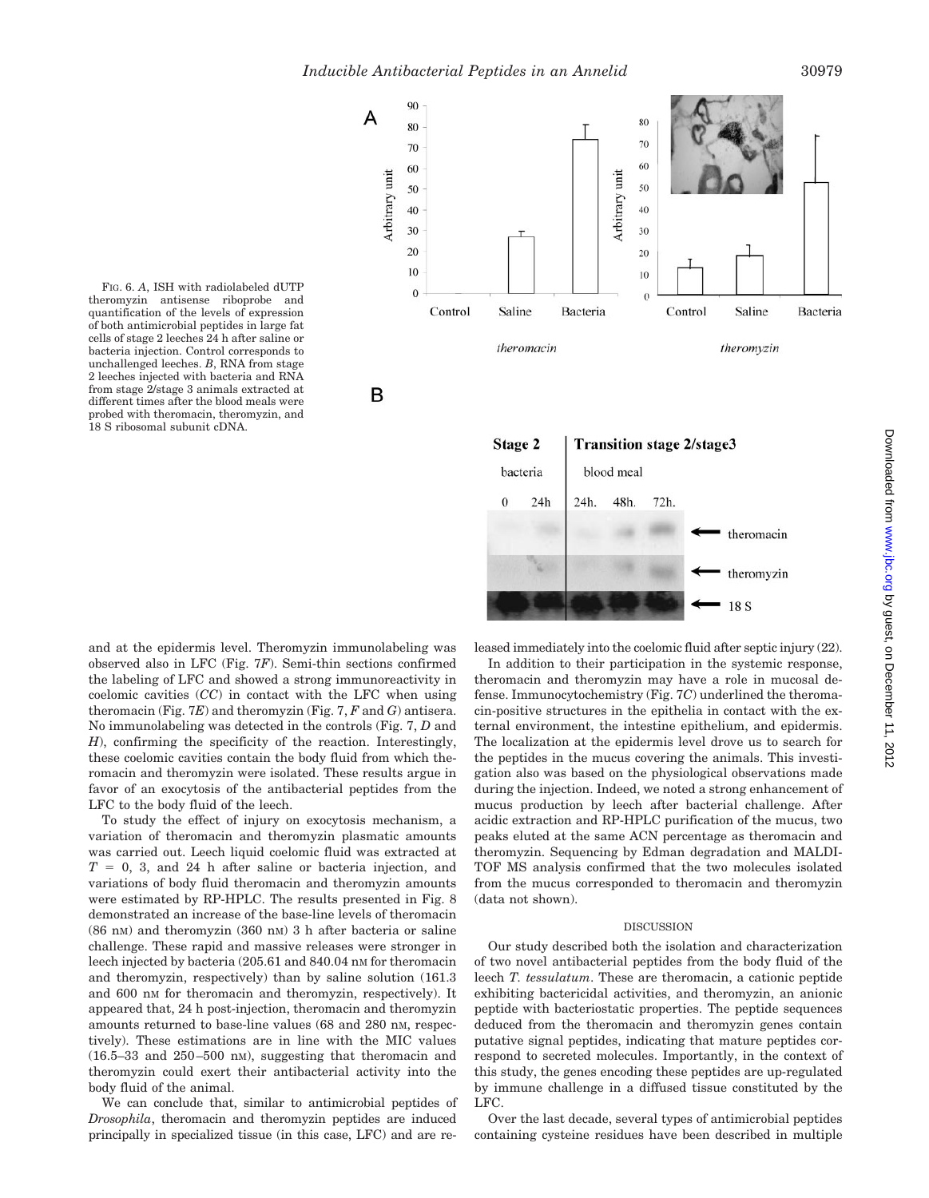FIG. 6. *A*, ISH with radiolabeled dUTP theromyzin antisense riboprobe and quantification of the levels of expression of both antimicrobial peptides in large fat cells of stage 2 leeches 24 h after saline or bacteria injection. Control corresponds to unchallenged leeches. *B*, RNA from stage 2 leeches injected with bacteria and RNA from stage 2/stage 3 animals extracted at different times after the blood meals were probed with theromacin, theromyzin, and 18 S ribosomal subunit cDNA.

and at the epidermis level. Theromyzin immunolabeling was observed also in LFC (Fig. 7*F*). Semi-thin sections confirmed the labeling of LFC and showed a strong immunoreactivity in coelomic cavities (*CC*) in contact with the LFC when using theromacin (Fig. 7*E*) and theromyzin (Fig. 7, *F* and *G*) antisera. No immunolabeling was detected in the controls (Fig. 7, *D* and *H*), confirming the specificity of the reaction. Interestingly, these coelomic cavities contain the body fluid from which theromacin and theromyzin were isolated. These results argue in favor of an exocytosis of the antibacterial peptides from the LFC to the body fluid of the leech.

To study the effect of injury on exocytosis mechanism, a variation of theromacin and theromyzin plasmatic amounts was carried out. Leech liquid coelomic fluid was extracted at $T = 0$, 3, and 24 h after saline or bacteria injection, and variations of body fluid theromacin and theromyzin amounts were estimated by RP-HPLC. The results presented in Fig. 8 demonstrated an increase of the base-line levels of theromacin (86 nM) and theromyzin (360 nM) 3 h after bacteria or saline challenge. These rapid and massive releases were stronger in leech injected by bacteria (205.61 and 840.04 nM for theromacin and theromyzin, respectively) than by saline solution (161.3 and 600 nM for theromacin and theromyzin, respectively). It appeared that, 24 h post-injection, theromacin and theromyzin amounts returned to base-line values (68 and 280 nM, respectively). These estimations are in line with the MIC values (16.5–33 and 250–500 nM), suggesting that theromacin and theromyzin could exert their antibacterial activity into the body fluid of the animal.

We can conclude that, similar to antimicrobial peptides of *Drosophila*, theromacin and theromyzin peptides are induced principally in specialized tissue (in this case, LFC) and are released immediately into the coelomic fluid after septic injury (22).

In addition to their participation in the systemic response, theromacin and theromyzin may have a role in mucosal defense. Immunocytochemistry (Fig. 7*C*) underlined the theromacin-positive structures in the epithelia in contact with the external environment, the intestine epithelium, and epidermis. The localization at the epidermis level drove us to search for the peptides in the mucus covering the animals. This investigation also was based on the physiological observations made during the injection. Indeed, we noted a strong enhancement of mucus production by leech after bacterial challenge. After acidic extraction and RP-HPLC purification of the mucus, two peaks eluted at the same ACN percentage as theromacin and theromyzin. Sequencing by Edman degradation and MALDI-TOF MS analysis confirmed that the two molecules isolated from the mucus corresponded to theromacin and theromyzin (data not shown).

## DISCUSSION

Our study described both the isolation and characterization of two novel antibacterial peptides from the body fluid of the leech *T. tessulatum*. These are theromacin, a cationic peptide exhibiting bactericidal activities, and theromyzin, an anionic peptide with bacteriostatic properties. The peptide sequences deduced from the theromacin and theromyzin genes contain putative signal peptides, indicating that mature peptides correspond to secreted molecules. Importantly, in the context of this study, the genes encoding these peptides are up-regulated by immune challenge in a diffused tissue constituted by the LFC.

Over the last decade, several types of antimicrobial peptides containing cysteine residues have been described in multiple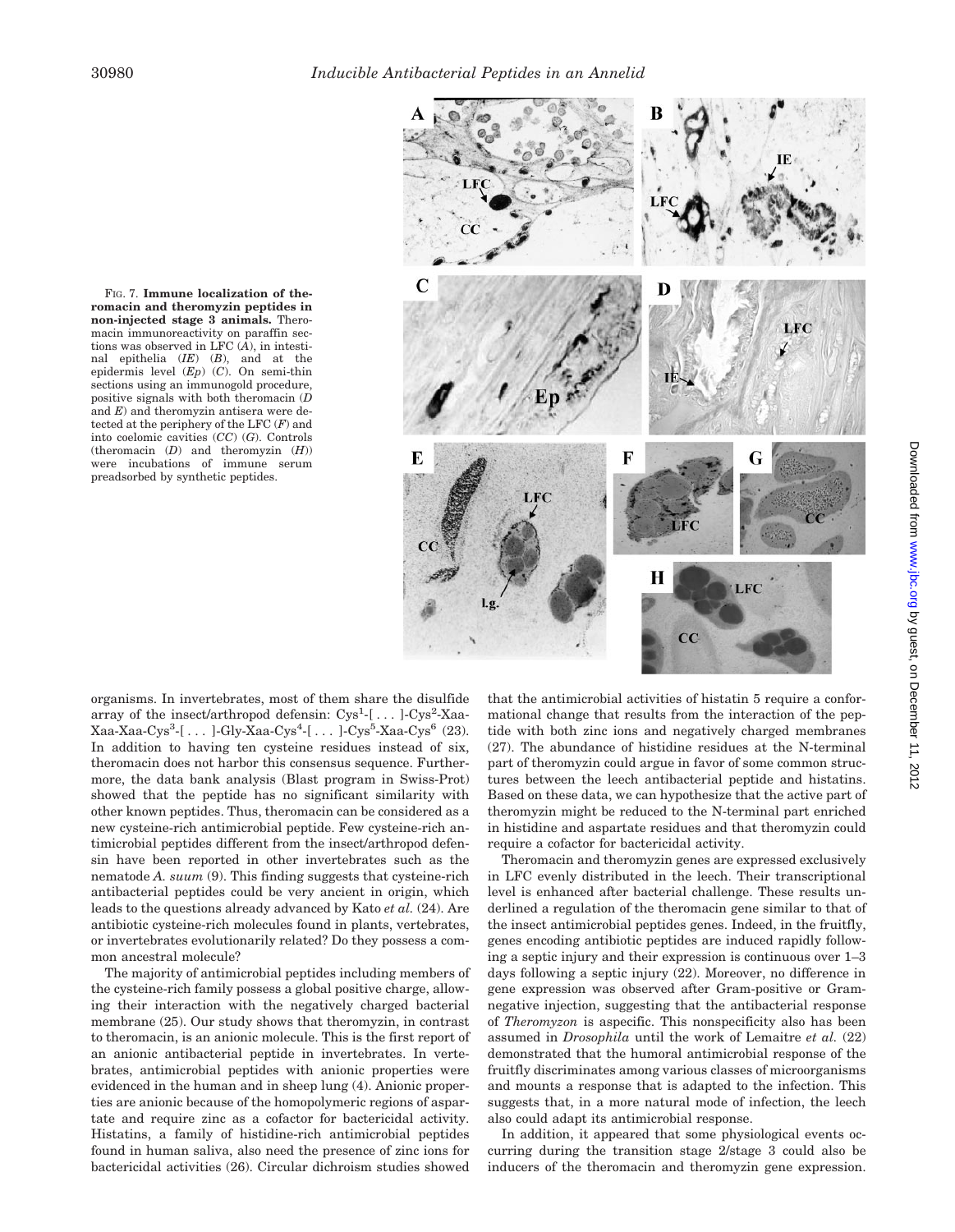FIG. 7. **Immune localization of theromacin and theromyzin peptides in non-injected stage 3 animals.** Theromacin immunoreactivity on paraffin sections was observed in LFC (*A*), in intestinal epithelia (*IE*) (*B*), and at the epidermis level (*Ep*) (*C*). On semi-thin sections using an immunogold procedure, positive signals with both theromacin (*D* and *E*) and theromyzin antisera were detected at the periphery of the LFC (*F*) and into coelomic cavities (*CC*) (*G*). Controls (theromacin (*D*) and theromyzin (*H*)) were incubations of immune serum preadsorbed by synthetic peptides.

organisms. In invertebrates, most of them share the disulfide array of the insect/arthropod defensin: Cys[1]-[ . . . ]-Cys[2]-Xaa-Xaa-Xaa-Cys[3]-[ . . . ]-Gly-Xaa-Cys[4]-[ . . . ]-Cys[5]-Xaa-Cys[6] (23). In addition to having ten cysteine residues instead of six, theromacin does not harbor this consensus sequence. Furthermore, the data bank analysis (Blast program in Swiss-Prot) showed that the peptide has no significant similarity with other known peptides. Thus, theromacin can be considered as a new cysteine-rich antimicrobial peptide. Few cysteine-rich antimicrobial peptides different from the insect/arthropod defensin have been reported in other invertebrates such as the nematode *A. suum* (9). This finding suggests that cysteine-rich antibacterial peptides could be very ancient in origin, which leads to the questions already advanced by Kato *et al.* (24). Are antibiotic cysteine-rich molecules found in plants, vertebrates, or invertebrates evolutionarily related? Do they possess a common ancestral molecule?

The majority of antimicrobial peptides including members of the cysteine-rich family possess a global positive charge, allowing their interaction with the negatively charged bacterial membrane (25). Our study shows that theromyzin, in contrast to theromacin, is an anionic molecule. This is the first report of an anionic antibacterial peptide in invertebrates. In vertebrates, antimicrobial peptides with anionic properties were evidenced in the human and in sheep lung (4). Anionic properties are anionic because of the homopolymeric regions of aspartate and require zinc as a cofactor for bactericidal activity. Histatins, a family of histidine-rich antimicrobial peptides found in human saliva, also need the presence of zinc ions for bactericidal activities (26). Circular dichroism studies showed that the antimicrobial activities of histatin 5 require a conformational change that results from the interaction of the peptide with both zinc ions and negatively charged membranes (27). The abundance of histidine residues at the N-terminal part of theromyzin could argue in favor of some common structures between the leech antibacterial peptide and histatins. Based on these data, we can hypothesize that the active part of theromyzin might be reduced to the N-terminal part enriched in histidine and aspartate residues and that theromyzin could require a cofactor for bactericidal activity.

Theromacin and theromyzin genes are expressed exclusively in LFC evenly distributed in the leech. Their transcriptional level is enhanced after bacterial challenge. These results underlined a regulation of the theromacin gene similar to that of the insect antimicrobial peptides genes. Indeed, in the fruitfly, genes encoding antibiotic peptides are induced rapidly following a septic injury and their expression is continuous over 1–3 days following a septic injury (22). Moreover, no difference in gene expression was observed after Gram-positive or Gram-negative injection, suggesting that the antibacterial response of *Theromyzon* is aspecific. This nonspecificity also has been assumed in *Drosophila* until the work of Lemaitre *et al.* (22) demonstrated that the humoral antimicrobial response of the fruitfly discriminates among various classes of microorganisms and mounts a response that is adapted to the infection. This suggests that, in a more natural mode of infection, the leech also could adapt its antimicrobial response.

In addition, it appeared that some physiological events occurring during the transition stage 2/stage 3 could also be inducers of the theromacin and theromyzin gene expression.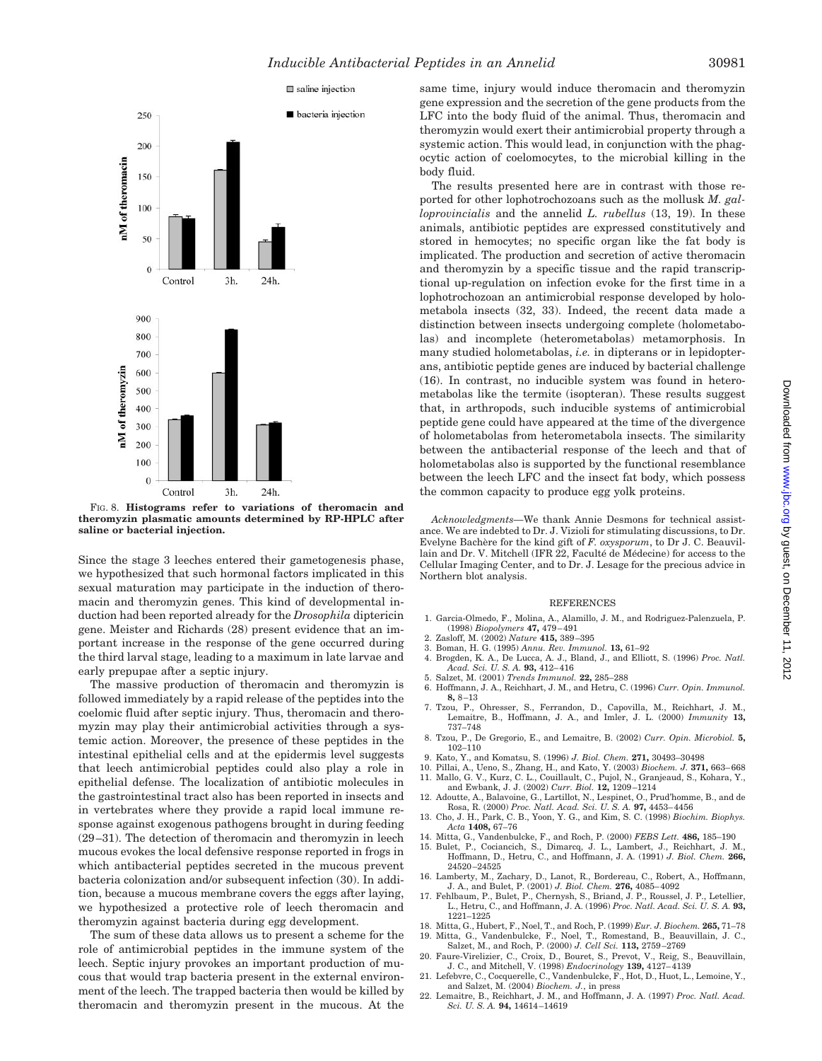saline injection

bacteria injection

nM of theromacin

250
200
150
100
50
0

Control 3h. 24h.

nM of theromyzin

900
800
700
600
500
400
300
200
100
0

Control 3h. 24h.

FIG. 8. **Histograms refer to variations of theromacin and theromyzin plasmatic amounts determined by RP-HPLC after saline or bacterial injection.**

Since the stage 3 leeches entered their gametogenesis phase, we hypothesized that such hormonal factors implicated in this sexual maturation may participate in the induction of theromacin and theromyzin genes. This kind of developmental induction had been reported already for the *Drosophila* diptericin gene. Meister and Richards (28) present evidence that an important increase in the response of the gene occurred during the third larval stage, leading to a maximum in late larvae and early prepupae after a septic injury.

The massive production of theromacin and theromyzin is followed immediately by a rapid release of the peptides into the coelomic fluid after septic injury. Thus, theromacin and theromyzin may play their antimicrobial activities through a systemic action. Moreover, the presence of these peptides in the intestinal epithelial cells and at the epidermis level suggests that leech antimicrobial peptides could also play a role in epithelial defense. The localization of antibiotic molecules in the gastrointestinal tract also has been reported in insects and in vertebrates where they provide a rapid local immune response against exogenous pathogens brought in during feeding (29–31). The detection of theromacin and theromyzin in leech mucous evokes the local defensive response reported in frogs in which antibacterial peptides secreted in the mucous prevent bacteria colonization and/or subsequent infection (30). In addition, because a mucous membrane covers the eggs after laying, we hypothesized a protective role of leech theromacin and theromyzin against bacteria during egg development.

The sum of these data allows us to present a scheme for the role of antimicrobial peptides in the immune system of the leech. Septic injury provokes an important production of mucous that would trap bacteria present in the external environment of the leech. The trapped bacteria then would be killed by theromacin and theromyzin present in the mucous. At the same time, injury would induce theromacin and theromyzin gene expression and the secretion of the gene products from the LFC into the body fluid of the animal. Thus, theromacin and theromyzin would exert their antimicrobial property through a systemic action. This would lead, in conjunction with the phagocytic action of coelomocytes, to the microbial killing in the body fluid.

The results presented here are in contrast with those reported for other lophotrochozoans such as the mollusk *M. galloprovincialis* and the annelid *L. rubellus* (13, 19). In these animals, antibiotic peptides are expressed constitutively and stored in hemocytes; no specific organ like the fat body is implicated. The production and secretion of active theromacin and theromyzin by a specific tissue and the rapid transcriptional up-regulation on infection evoke for the first time in a lophotrochozoan an antimicrobial response developed by holometabola insects (32, 33). Indeed, the recent data made a distinction between insects undergoing complete (holometabolas) and incomplete (heterometabolas) metamorphosis. In many studied holometabolas, *i.e.* in dipterans or in lepidopterans, antibiotic peptide genes are induced by bacterial challenge (16). In contrast, no inducible system was found in heterometabolas like the termite (isopteran). These results suggest that, in arthropods, such inducible systems of antimicrobial peptide gene could have appeared at the time of the divergence of holometabolas from heterometabola insects. The similarity between the antibacterial response of the leech and that of holometabolas also is supported by the functional resemblance between the leech LFC and the insect fat body, which possess the common capacity to produce egg yolk proteins.

*Acknowledgments*—We thank Annie Desmons for technical assistance. We are indebted to Dr. J. Vizioli for stimulating discussions, to Dr. Evelyne Bachère for the kind gift of *F. oxysporum*, to Dr J. C. Beauvillain and Dr. V. Mitchell (IFR 22, Faculté de Médecine) for access to the Cellular Imaging Center, and to Dr. J. Lesage for the precious advice in Northern blot analysis.

## REFERENCES

1. Garcia-Olmedo, F., Molina, A., Alamillo, J. M., and Rodriguez-Palenzuela, P. (1998) *Biopolymers* **47,** 479–491
2. Zasloff, M. (2002) *Nature* **415,** 389–395
3. Boman, H. G. (1995) *Annu. Rev. Immunol.* **13,** 61–92
4. Brogden, K. A., De Lucca, A. J., Bland, J., and Elliott, S. (1996) *Proc. Natl. Acad. Sci. U. S. A.* **93,** 412–416
5. Salzet, M. (2001) *Trends Immunol.* **22,** 285–288
6. Hoffmann, J. A., Reichhart, J. M., and Hetru, C. (1996) *Curr. Opin. Immunol.* **8,** 8–13
7. Tzou, P., Ohresser, S., Ferrandon, D., Capovilla, M., Reichhart, J. M., Lemaitre, B., Hoffmann, J. A., and Imler, J. L. (2000) *Immunity* **13,** 737–748
8. Tzou, P., De Gregorio, E., and Lemaitre, B. (2002) *Curr. Opin. Microbiol.* **5,** 102–110
9. Kato, Y., and Komatsu, S. (1996) *J. Biol. Chem.* **271,** 30493–30498
10. Pillai, A., Ueno, S., Zhang, H., and Kato, Y. (2003) *Biochem. J.* **371,** 663–668
11. Mallo, G. V., Kurz, C. L., Couillault, C., Pujol, N., Granjeaud, S., Kohara, Y., and Ewbank, J. J. (2002) *Curr. Biol.* **12,** 1209–1214
12. Adoutte, A., Balavoine, G., Lartillot, N., Lespinet, O., Prud'homme, B., and de Rosa, R. (2000) *Proc. Natl. Acad. Sci. U. S. A.* **97,** 4453–4456
13. Cho, J. H., Park, C. B., Yoon, Y. G., and Kim, S. C. (1998) *Biochim. Biophys. Acta* **1408,** 67–76
14. Mitta, G., Vandenbulcke, F., and Roch, P. (2000) *FEBS Lett.* **486,** 185–190
15. Bulet, P., Cociancich, S., Dimarcq, J. L., Lambert, J., Reichhart, J. M., Hoffmann, D., Hetru, C., and Hoffmann, J. A. (1991) *J. Biol. Chem.* **266,** 24520–24525
16. Lamberty, M., Zachary, D., Lanot, R., Bordereau, C., Robert, A., Hoffmann, J. A., and Bulet, P. (2001) *J. Biol. Chem.* **276,** 4085–4092
17. Fehlbaum, P., Bulet, P., Chernysh, S., Briand, J. P., Roussel, J. P., Letellier, L., Hetru, C., and Hoffmann, J. A. (1996) *Proc. Natl. Acad. Sci. U. S. A.* **93,** 1221–1225
18. Mitta, G., Hubert, F., Noel, T., and Roch, P. (1999) *Eur. J. Biochem.* **265,** 71–78
19. Mitta, G., Vandenbulcke, F., Noel, T., Romestand, B., Beauvillain, J. C., Salzet, M., and Roch, P. (2000) *J. Cell Sci.* **113,** 2759–2769
20. Faure-Virelizier, C., Croix, D., Bouret, S., Prevot, V., Reig, S., Beauvillain, J. C., and Mitchell, V. (1998) *Endocrinology* **139,** 4127–4139
21. Lefebvre, C., Cocquerelle, C., Vandenbulcke, F., Hot, D., Huot, L., Lemoine, Y., and Salzet, M. (2004) *Biochem. J.*, in press
22. Lemaitre, B., Reichhart, J. M., and Hoffmann, J. A. (1997) *Proc. Natl. Acad. Sci. U. S. A.* **94,** 14614–14619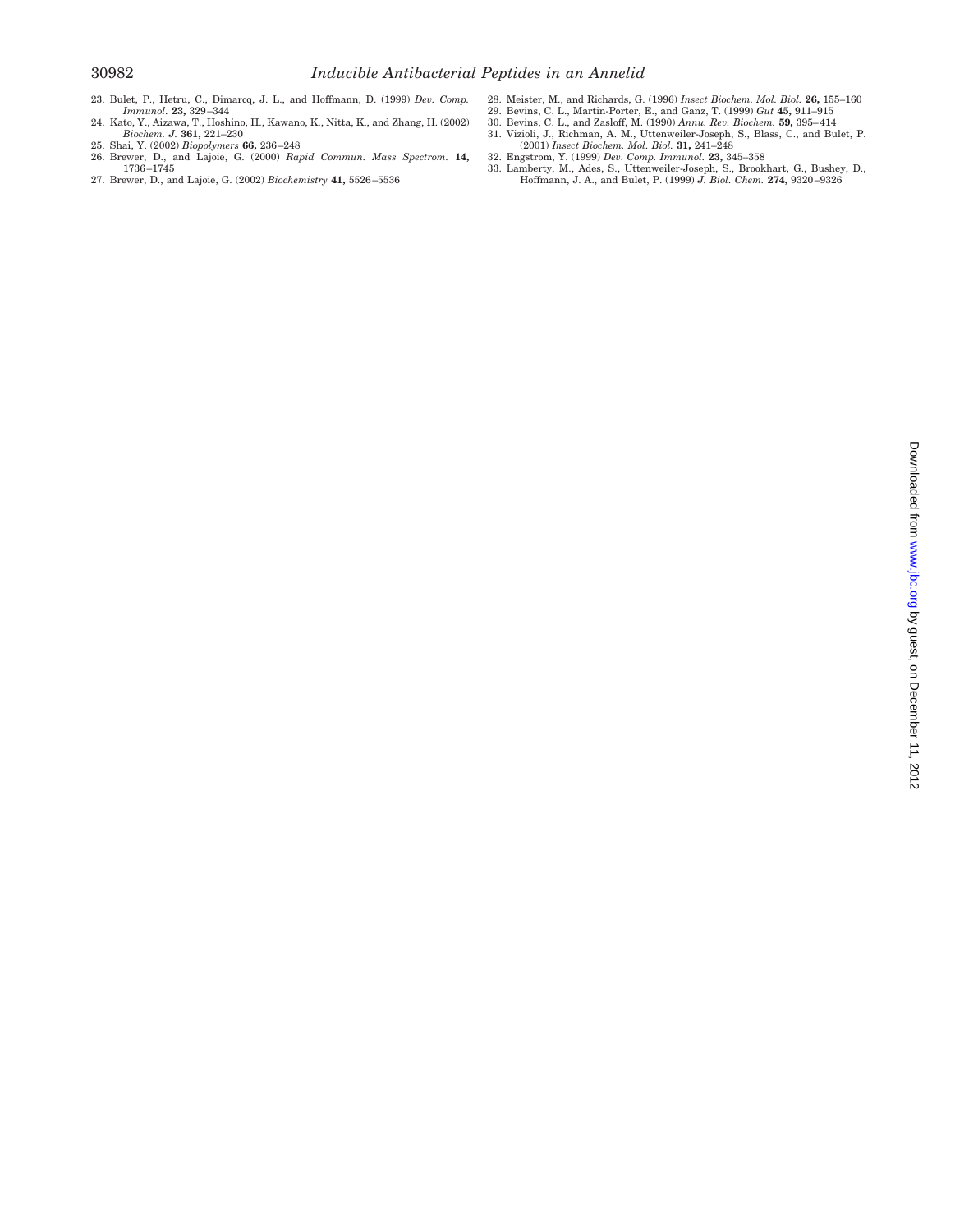23. Bulet, P., Hetru, C., Dimarcq, J. L., and Hoffmann, D. (1999) *Dev. Comp. Immunol.* **23,** 329–344
24. Kato, Y., Aizawa, T., Hoshino, H., Kawano, K., Nitta, K., and Zhang, H. (2002) *Biochem. J.* **361,** 221–230
25. Shai, Y. (2002) *Biopolymers* **66,** 236–248
26. Brewer, D., and Lajoie, G. (2000) *Rapid Commun. Mass Spectrom.* **14,** 1736–1745
27. Brewer, D., and Lajoie, G. (2002) *Biochemistry* **41,** 5526–5536
28. Meister, M., and Richards, G. (1996) *Insect Biochem. Mol. Biol.* **26,** 155–160
29. Bevins, C. L., Martin-Porter, E., and Ganz, T. (1999) *Gut* **45,** 911–915
30. Bevins, C. L., and Zasloff, M. (1990) *Annu. Rev. Biochem.* **59,** 395–414
31. Vizioli, J., Richman, A. M., Uttenweiler-Joseph, S., Blass, C., and Bulet, P. (2001) *Insect Biochem. Mol. Biol.* **31,** 241–248
32. Engstrom, Y. (1999) *Dev. Comp. Immunol.* **23,** 345–358
33. Lamberty, M., Ades, S., Uttenweiler-Joseph, S., Brookhart, G., Bushey, D., Hoffmann, J. A., and Bulet, P. (1999) *J. Biol. Chem.* **274,** 9320–9326